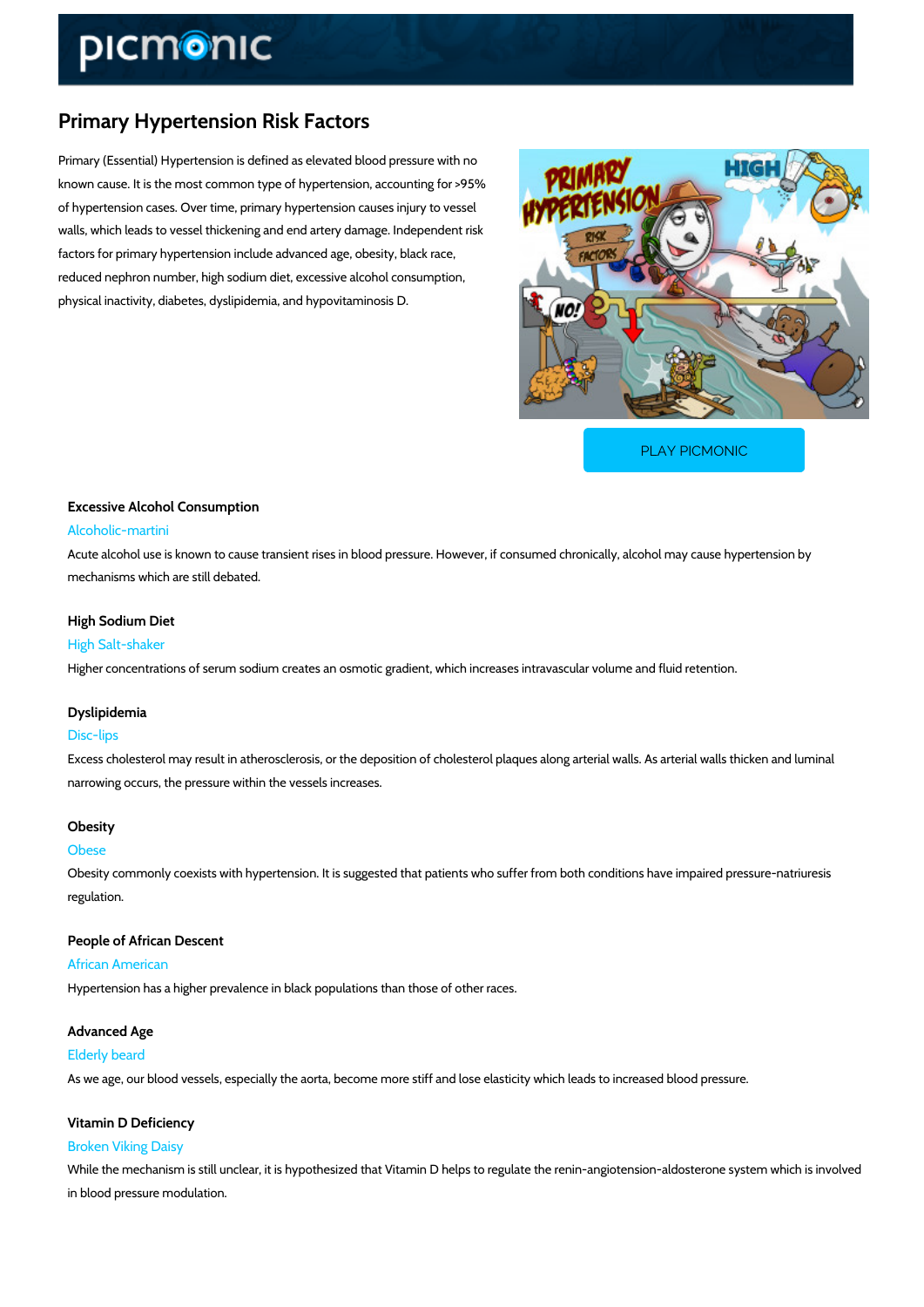# Primary Hypertension Risk Factors

Primary (Essential) Hypertension is defined as elevated blood pressure with no known cause. It is the most common type of hypertension, accounting for >95% of hypertension cases. Over time, primary hypertension causes injury to vessel walls, which leads to vessel thickening and end artery damage. Independent risk factors for primary hypertension include advanced age, obesity, black race, reduced nephron number, high sodium diet, excessive alcohol consumption, physical inactivity, diabetes, dyslipidemia, and hypovitaminosis D.

PLAY PICMONIC

### Excessive Alcohol Consumption

Alcoholic-martini

Acute alcohol use is known to cause transient rises in blood pressure. However, if consumed chronically, alcohol may cause hypertension by mechanisms which are still debated.

### High Sodium Diet

High Salt-shaker

Higher concentrations of serum sodium creates an osmotic gradient, which increases intravascular volume and fluid retention.

### Dyslipidemia

Disc-lips

Excess cholesterol may result in atherosclerosis, or the deposition of cholesterol plaques along arterial walls. As arterial walls thicken and luminal narrowing occurs, the pressure within the vessels increases.

### Obesity

Obese

Obesity commonly coexists with hypertension. It is suggested that patients who suffer from both conditions have impaired pressure-natriuresis regulation.

### People of African Descent

African American

Hypertension has a higher prevalence in black populations than those of other races.

### Advanced Age

Elderly beard

As we age, our blood vessels, especially the aorta, become more stiff and lose elasticity which leads to increased blood pressure.

### Vitamin D Deficiency

Broken Viking Daisy

While the mechanism is still unclear, it is hypothesized that Vitamin D helps to regulate the renin-angiotension-aldosterone system which is involved in blood pressure modulation.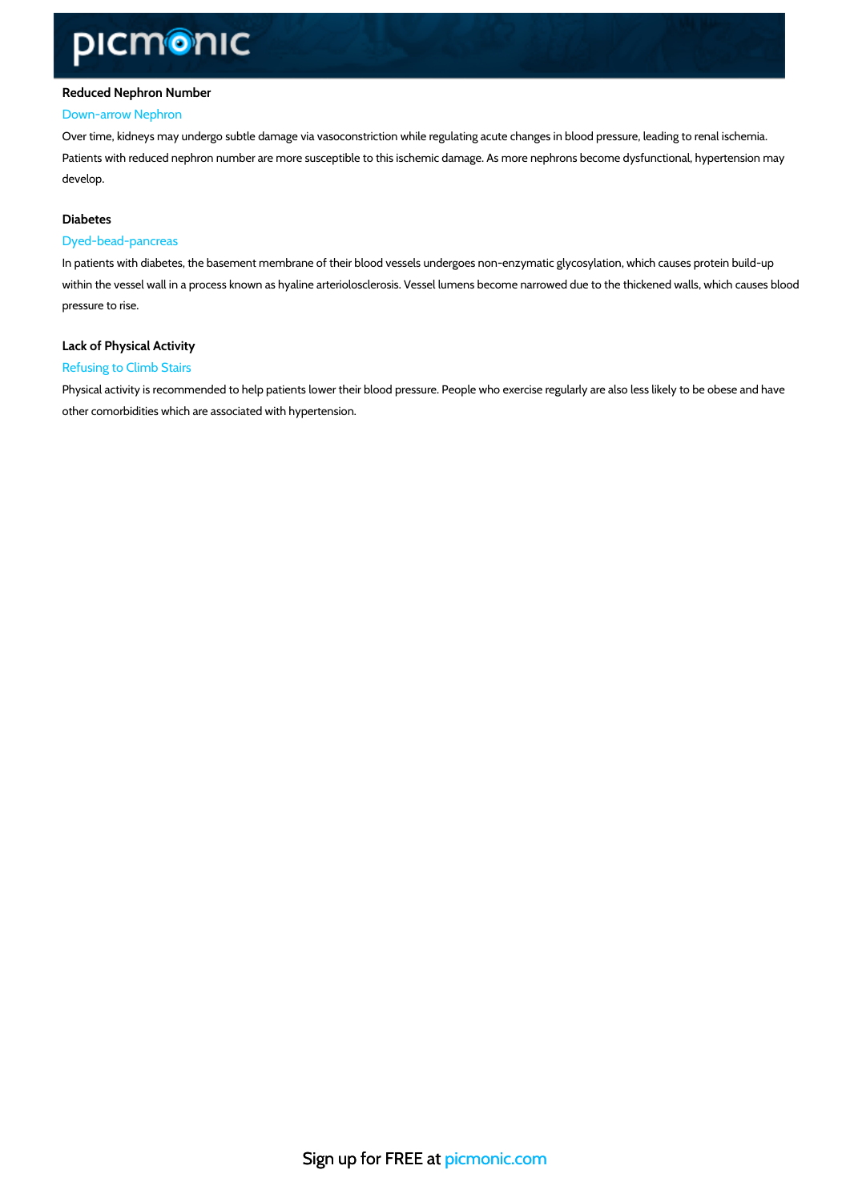### Reduced Nephron Number

Down-arrow Nephron

Over time, kidneys may undergo subtle damage via vasoconstriction while regulating acute changes in blood pressure, leading to renal ischemia. Patients with reduced nephron number are more susceptible to this ischemic damage. As more nephrons become dysfunctional, hypertension may develop.

### Diabetes

Dyed-bead-pancreas

In patients with diabetes, the basement membrane of their blood vessels undergoes non-enzymatic glycosylation, which causes protein build-up within the vessel wall in a process known as hyaline arteriolosclerosis. Vessel lumens become narrowed due to the thickened walls, which causes blood pressure to rise.

### Lack of Physical Activity

Refusing to Climb Stairs

Physical activity is recommended to help patients lower their blood pressure. People who exercise regularly are also less likely to be obese and have other comorbidities which are associated with hypertension.